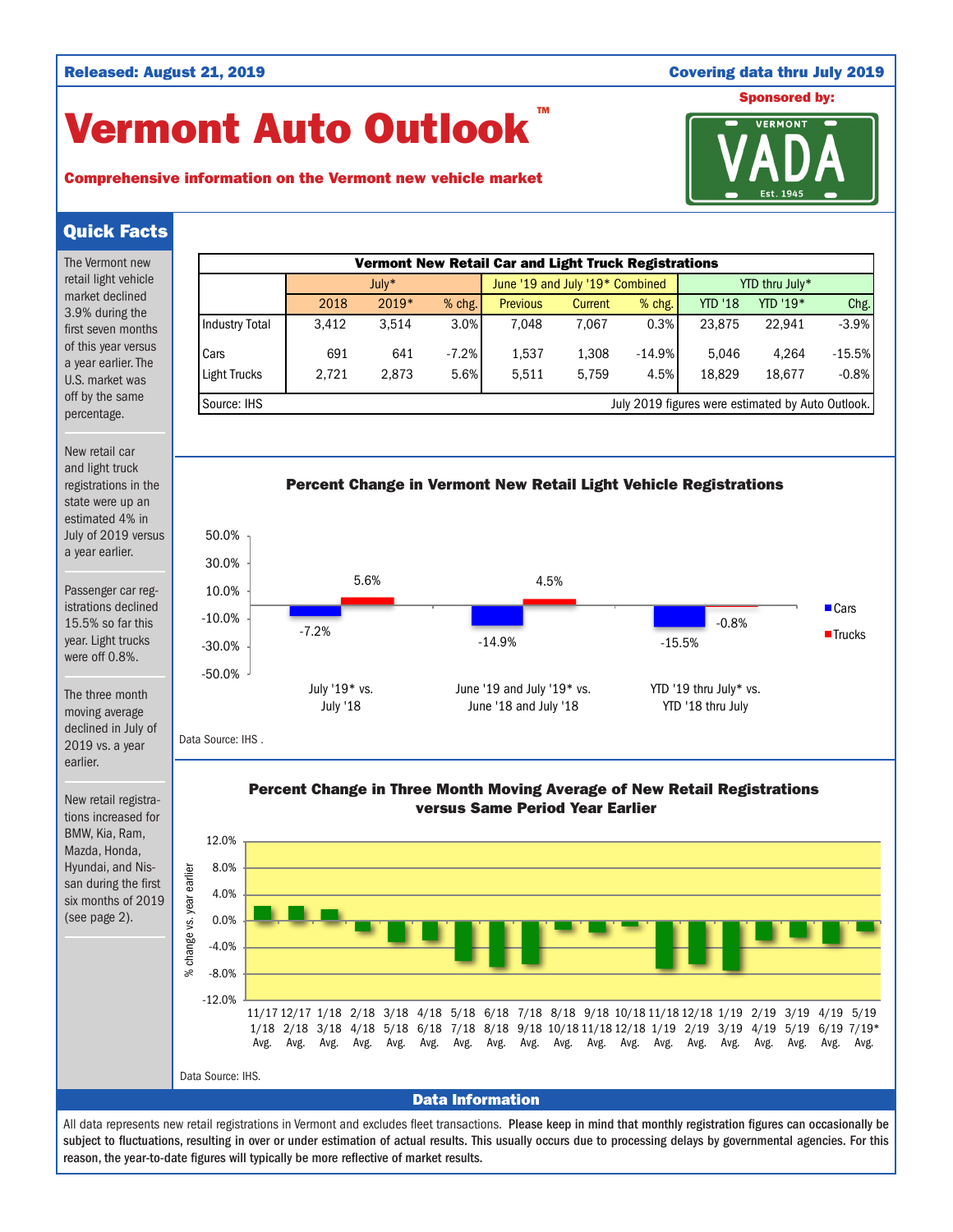**Released: August 21, 2019** **Covering data thru July 2019**

# Vermont Auto Outlook™

**Comprehensive information on the Vermont new vehicle market**

**Sponsored by:** VERMONT VADA Est. 1945

## Quick Facts

The Vermont new retail light vehicle market declined 3.9% during the first seven months of this year versus a year earlier. The U.S. market was off by the same percentage.

New retail car and light truck registrations in the state were up an estimated 4% in July of 2019 versus a year earlier.

Passenger car registrations declined 15.5% so far this year. Light trucks were off 0.8%.

The three month moving average declined in July of 2019 vs. a year earlier.

New retail registrations increased for BMW, Kia, Ram, Mazda, Honda, Hyundai, and Nissan during the first six months of 2019 (see page 2).

**Vermont New Retail Car and Light Truck Registrations**

| | July* | | | June '19 and July '19* Combined | | | YTD thru July* | | |
|---|---|---|---|---|---|---|---|---|---|
| | 2018 | 2019* | % chg. | Previous | Current | % chg. | YTD '18 | YTD '19* | Chg. |
| Industry Total | 3,412 | 3,514 | 3.0% | 7,048 | 7,067 | 0.3% | 23,875 | 22,941 | -3.9% |
| Cars | 691 | 641 | -7.2% | 1,537 | 1,308 | -14.9% | 5,046 | 4,264 | -15.5% |
| Light Trucks | 2,721 | 2,873 | 5.6% | 5,511 | 5,759 | 4.5% | 18,829 | 18,677 | -0.8% |

Source: IHS. July 2019 figures were estimated by Auto Outlook.

**Percent Change in Vermont New Retail Light Vehicle Registrations**

| | Cars | Trucks |
|---|---|---|
| July '19* vs. July '18 | -7.2% | 5.6% |
| June '19 and July '19* vs. June '18 and July '18 | -14.9% | 4.5% |
| YTD '19 thru July* vs. YTD '18 thru July | -15.5% | -0.8% |

Data Source: IHS .

**Percent Change in Three Month Moving Average of New Retail Registrations versus Same Period Year Earlier**

(Chart: % change vs. year earlier, by three-month period: 11/17-1/18 Avg. through 5/19-7/19* Avg.)

Data Source: IHS.

## Data Information

All data represents new retail registrations in Vermont and excludes fleet transactions. **Please keep in mind that monthly registration figures can occasionally be subject to fluctuations, resulting in over or under estimation of actual results. This usually occurs due to processing delays by governmental agencies. For this reason, the year-to-date figures will typically be more reflective of market results.**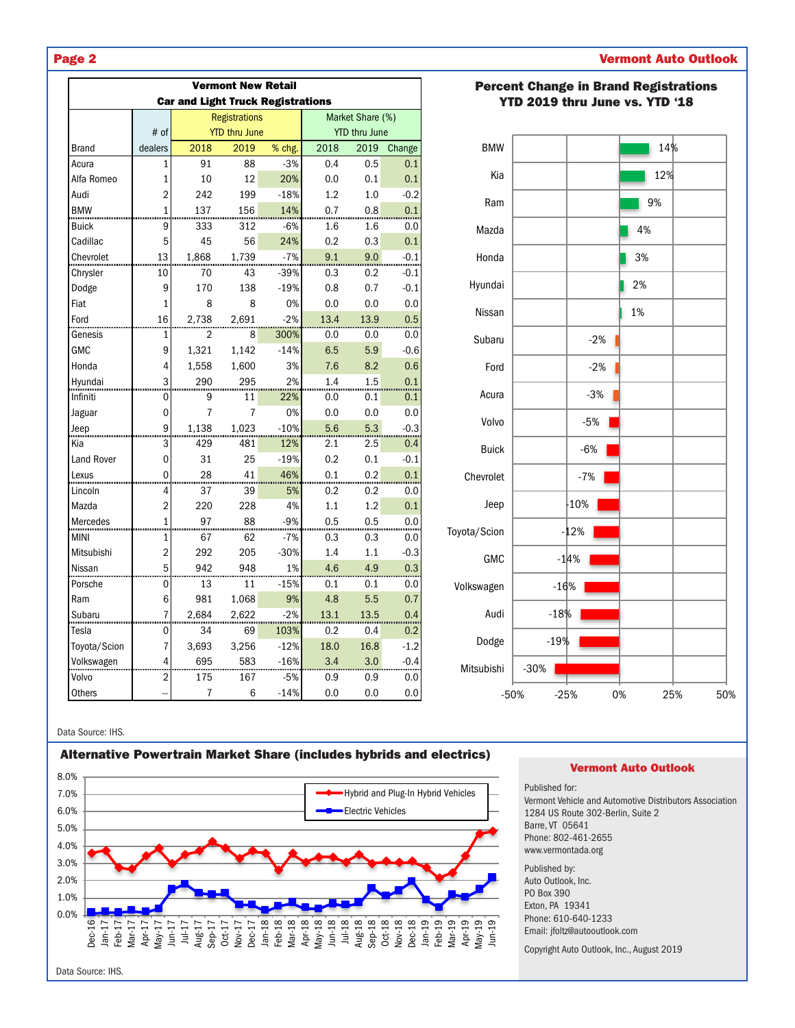## Vermont New Retail Car and Light Truck Registrations

| Brand | # of dealers | Registrations YTD thru June 2018 | 2019 | % chg. | Market Share (%) YTD thru June 2018 | 2019 | Change |
|---|---|---|---|---|---|---|---|
| Acura | 1 | 91 | 88 | -3% | 0.4 | 0.5 | 0.1 |
| Alfa Romeo | 1 | 10 | 12 | 20% | 0.0 | 0.1 | 0.1 |
| Audi | 2 | 242 | 199 | -18% | 1.2 | 1.0 | -0.2 |
| BMW | 1 | 137 | 156 | 14% | 0.7 | 0.8 | 0.1 |
| Buick | 9 | 333 | 312 | -6% | 1.6 | 1.6 | 0.0 |
| Cadillac | 5 | 45 | 56 | 24% | 0.2 | 0.3 | 0.1 |
| Chevrolet | 13 | 1,868 | 1,739 | -7% | 9.1 | 9.0 | -0.1 |
| Chrysler | 10 | 70 | 43 | -39% | 0.3 | 0.2 | -0.1 |
| Dodge | 9 | 170 | 138 | -19% | 0.8 | 0.7 | -0.1 |
| Fiat | 1 | 8 | 8 | 0% | 0.0 | 0.0 | 0.0 |
| Ford | 16 | 2,738 | 2,691 | -2% | 13.4 | 13.9 | 0.5 |
| Genesis | 1 | 2 | 8 | 300% | 0.0 | 0.0 | 0.0 |
| GMC | 9 | 1,321 | 1,142 | -14% | 6.5 | 5.9 | -0.6 |
| Honda | 4 | 1,558 | 1,600 | 3% | 7.6 | 8.2 | 0.6 |
| Hyundai | 3 | 290 | 295 | 2% | 1.4 | 1.5 | 0.1 |
| Infiniti | 0 | 9 | 11 | 22% | 0.0 | 0.1 | 0.1 |
| Jaguar | 0 | 7 | 7 | 0% | 0.0 | 0.0 | 0.0 |
| Jeep | 9 | 1,138 | 1,023 | -10% | 5.6 | 5.3 | -0.3 |
| Kia | 3 | 429 | 481 | 12% | 2.1 | 2.5 | 0.4 |
| Land Rover | 0 | 31 | 25 | -19% | 0.2 | 0.1 | -0.1 |
| Lexus | 0 | 28 | 41 | 46% | 0.1 | 0.2 | 0.1 |
| Lincoln | 4 | 37 | 39 | 5% | 0.2 | 0.2 | 0.0 |
| Mazda | 2 | 220 | 228 | 4% | 1.1 | 1.2 | 0.1 |
| Mercedes | 1 | 97 | 88 | -9% | 0.5 | 0.5 | 0.0 |
| MINI | 1 | 67 | 62 | -7% | 0.3 | 0.3 | 0.0 |
| Mitsubishi | 2 | 292 | 205 | -30% | 1.4 | 1.1 | -0.3 |
| Nissan | 5 | 942 | 948 | 1% | 4.6 | 4.9 | 0.3 |
| Porsche | 0 | 13 | 11 | -15% | 0.1 | 0.1 | 0.0 |
| Ram | 6 | 981 | 1,068 | 9% | 4.8 | 5.5 | 0.7 |
| Subaru | 7 | 2,684 | 2,622 | -2% | 13.1 | 13.5 | 0.4 |
| Tesla | 0 | 34 | 69 | 103% | 0.2 | 0.4 | 0.2 |
| Toyota/Scion | 7 | 3,693 | 3,256 | -12% | 18.0 | 16.8 | -1.2 |
| Volkswagen | 4 | 695 | 583 | -16% | 3.4 | 3.0 | -0.4 |
| Volvo | 2 | 175 | 167 | -5% | 0.9 | 0.9 | 0.0 |
| Others | -- | 7 | 6 | -14% | 0.0 | 0.0 | 0.0 |

Data Source: IHS.

## Percent Change in Brand Registrations YTD 2019 thru June vs. YTD '18

BMW 14%
Kia 12%
Ram 9%
Mazda 4%
Honda 3%
Hyundai 2%
Nissan 1%
Subaru -2%
Ford -2%
Acura -3%
Volvo -5%
Buick -6%
Chevrolet -7%
Jeep -10%
Toyota/Scion -12%
GMC -14%
Volkswagen -16%
Audi -18%
Dodge -19%
Mitsubishi -30%

-50% -25% 0% 25% 50%

## Alternative Powertrain Market Share (includes hybrids and electrics)

Hybrid and Plug-In Hybrid Vehicles
Electric Vehicles

8.0% 7.0% 6.0% 5.0% 4.0% 3.0% 2.0% 1.0% 0.0%

Dec-16 Jan-17 Feb-17 Mar-17 Apr-17 May-17 Jun-17 Jul-17 Aug-17 Sep-17 Oct-17 Nov-17 Dec-17 Jan-18 Feb-18 Mar-18 Apr-18 May-18 Jun-18 Jul-18 Aug-18 Sep-18 Oct-18 Nov-18 Dec-18 Jan-19 Feb-19 Mar-19 Apr-19 May-19 Jun-19

Data Source: IHS.

### Vermont Auto Outlook

Published for:
Vermont Vehicle and Automotive Distributors Association
1284 US Route 302-Berlin, Suite 2
Barre, VT 05641
Phone: 802-461-2655
www.vermontada.org

Published by:
Auto Outlook, Inc.
PO Box 390
Exton, PA 19341
Phone: 610-640-1233
Email: jfoltz@autooutlook.com

Copyright Auto Outlook, Inc., August 2019